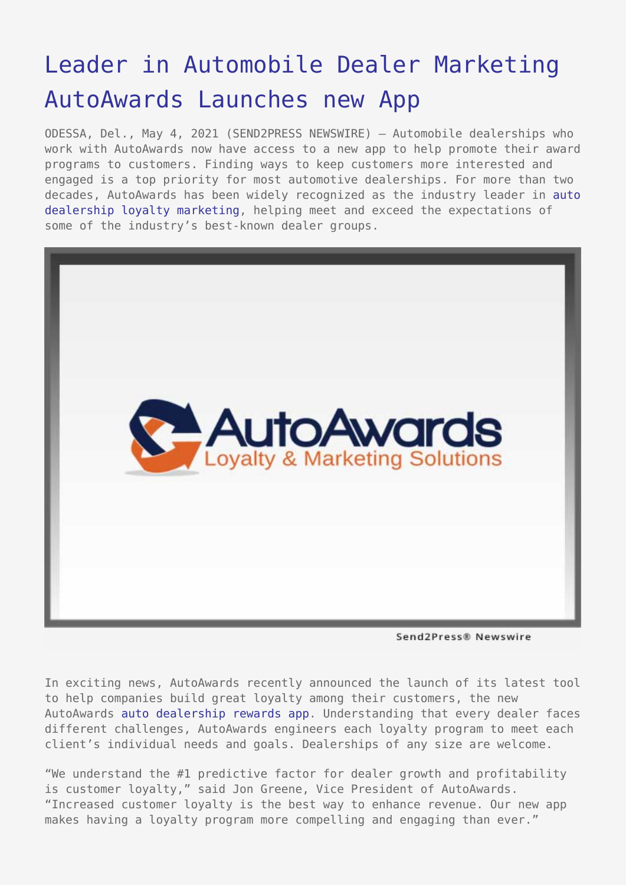# Leader in Automobile Dealer Marketing AutoAwards Launches new App

ODESSA, Del., May 4, 2021 (SEND2PRESS NEWSWIRE) — Automobile dealerships who work with AutoAwards now have access to a new app to help promote their award programs to customers. Finding ways to keep customers more interested and engaged is a top priority for most automotive dealerships. For more than two decades, AutoAwards has been widely recognized as the industry leader in auto dealership loyalty marketing, helping meet and exceed the expectations of some of the industry's best-known dealer groups.

In exciting news, AutoAwards recently announced the launch of its latest tool to help companies build great loyalty among their customers, the new AutoAwards auto dealership rewards app. Understanding that every dealer faces different challenges, AutoAwards engineers each loyalty program to meet each client's individual needs and goals. Dealerships of any size are welcome.

"We understand the #1 predictive factor for dealer growth and profitability is customer loyalty," said Jon Greene, Vice President of AutoAwards. "Increased customer loyalty is the best way to enhance revenue. Our new app makes having a loyalty program more compelling and engaging than ever."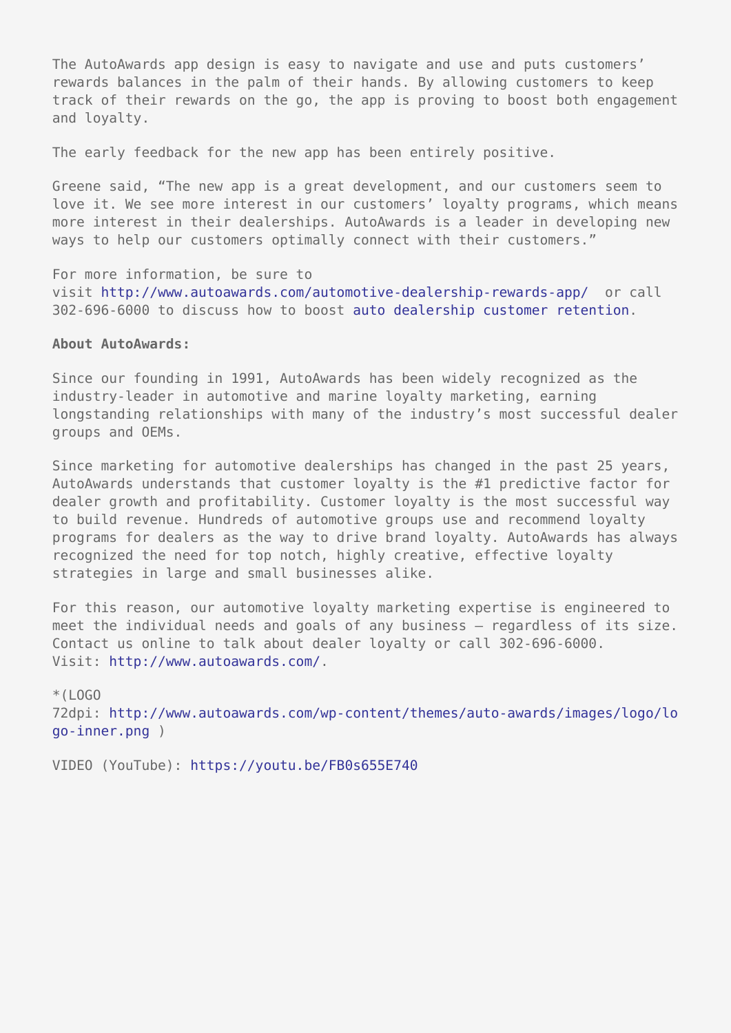The AutoAwards app design is easy to navigate and use and puts customers' rewards balances in the palm of their hands. By allowing customers to keep track of their rewards on the go, the app is proving to boost both engagement and loyalty.

The early feedback for the new app has been entirely positive.

Greene said, "The new app is a great development, and our customers seem to love it. We see more interest in our customers' loyalty programs, which means more interest in their dealerships. AutoAwards is a leader in developing new ways to help our customers optimally connect with their customers."

For more information, be sure to visit http://www.autoawards.com/automotive-dealership-rewards-app/ or call 302-696-6000 to discuss how to boost auto dealership customer retention.

**About AutoAwards:**

Since our founding in 1991, AutoAwards has been widely recognized as the industry-leader in automotive and marine loyalty marketing, earning longstanding relationships with many of the industry's most successful dealer groups and OEMs.

Since marketing for automotive dealerships has changed in the past 25 years, AutoAwards understands that customer loyalty is the #1 predictive factor for dealer growth and profitability. Customer loyalty is the most successful way to build revenue. Hundreds of automotive groups use and recommend loyalty programs for dealers as the way to drive brand loyalty. AutoAwards has always recognized the need for top notch, highly creative, effective loyalty strategies in large and small businesses alike.

For this reason, our automotive loyalty marketing expertise is engineered to meet the individual needs and goals of any business – regardless of its size. Contact us online to talk about dealer loyalty or call 302-696-6000. Visit: http://www.autoawards.com/.

*(LOGO 72dpi: http://www.autoawards.com/wp-content/themes/auto-awards/images/logo/logo-inner.png )

VIDEO (YouTube): https://youtu.be/FB0s655E740